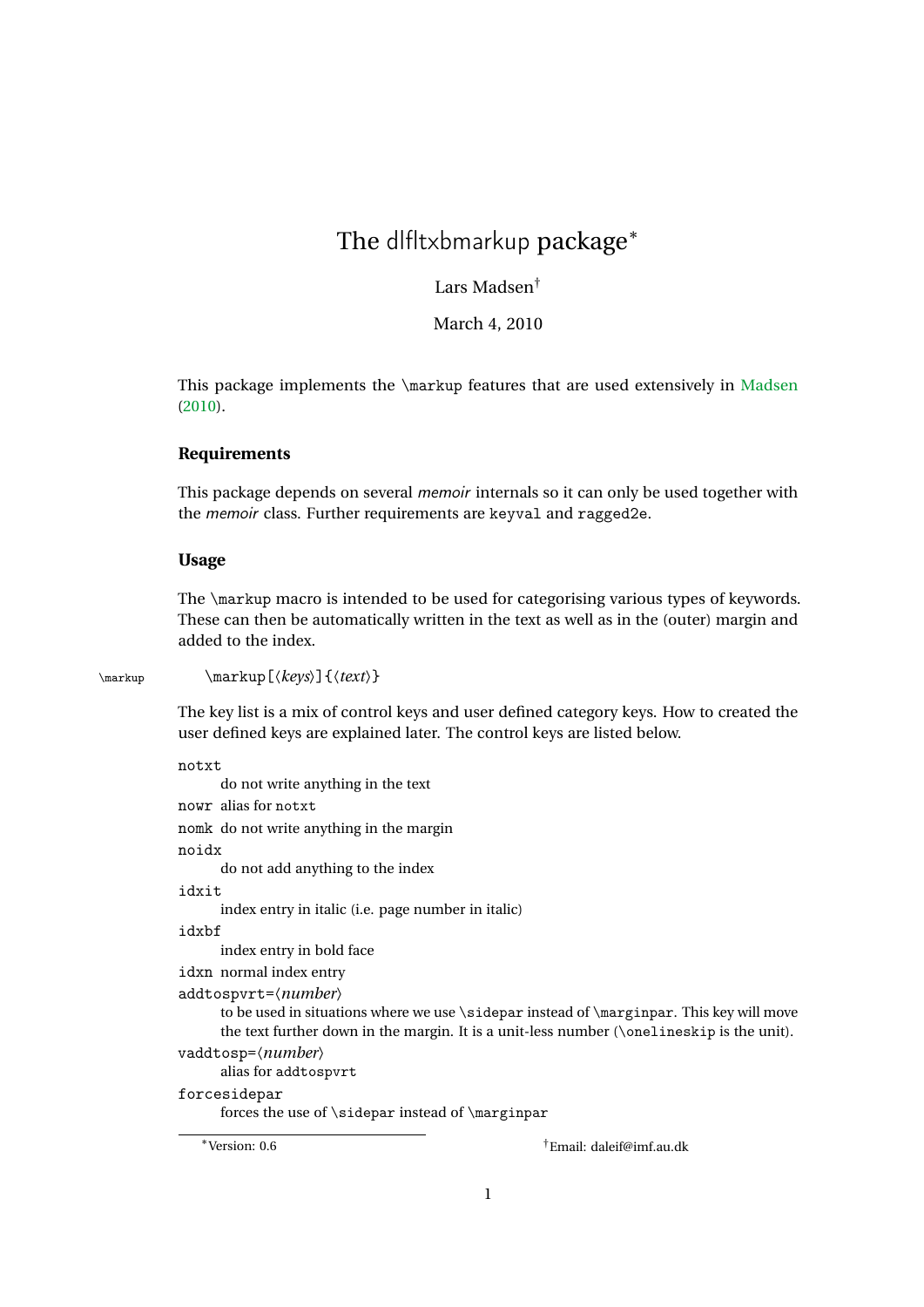# The dlfltxbmarkup package*

Lars Madsen†

March 4, 2010

This package implements the `\markup` features that are used extensively in Madsen (2010).

### Requirements

This package depends on several *memoir* internals so it can only be used together with the *memoir* class. Further requirements are `keyval` and `ragged2e`.

### Usage

The `\markup` macro is intended to be used for categorising various types of keywords. These can then be automatically written in the text as well as in the (outer) margin and added to the index.

`\markup`

`\markup[⟨keys⟩]{⟨text⟩}`

The key list is a mix of control keys and user defined category keys. How to created the user defined keys are explained later. The control keys are listed below.

`notxt`
: do not write anything in the text

`nowr`
: alias for `notxt`

`nomk`
: do not write anything in the margin

`noidx`
: do not add anything to the index

`idxit`
: index entry in italic (i.e. page number in italic)

`idxbf`
: index entry in bold face

`idxn`
: normal index entry

`addtospvrt=⟨number⟩`
: to be used in situations where we use `\sidepar` instead of `\marginpar`. This key will move the text further down in the margin. It is a unit-less number (`\onelineskip` is the unit).

`vaddtosp=⟨number⟩`
: alias for `addtospvrt`

`forcesidepar`
: forces the use of `\sidepar` instead of `\marginpar`

*Version: 0.6

†Email: daleif@imf.au.dk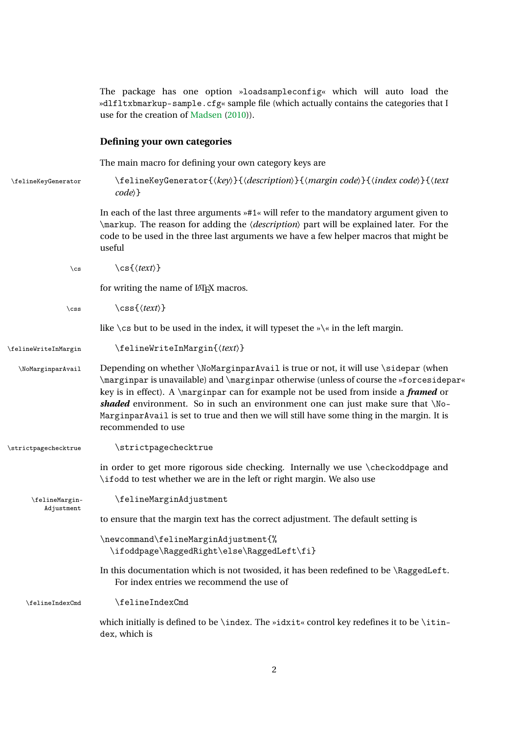The package has one option »`loadsampleconfig`« which will auto load the »`dlfltxbmarkup-sample.cfg`« sample file (which actually contains the categories that I use for the creation of Madsen (2010)).

### Defining your own categories

The main macro for defining your own category keys are

`\felineKeyGenerator` `\felineKeyGenerator{⟨key⟩}{⟨description⟩}{⟨margin code⟩}{⟨index code⟩}{⟨text code⟩}`

In each of the last three arguments »`#1`« will refer to the mandatory argument given to `\markup`. The reason for adding the ⟨*description*⟩ part will be explained later. For the code to be used in the three last arguments we have a few helper macros that might be useful

`\cs` `\cs{⟨text⟩}`

for writing the name of LaTeX macros.

`\css` `\css{⟨text⟩}`

like `\cs` but to be used in the index, it will typeset the »`\`« in the left margin.

`\felineWriteInMargin` `\felineWriteInMargin{⟨text⟩}`

`\NoMarginparAvail` Depending on whether `\NoMarginparAvail` is true or not, it will use `\sidepar` (when `\marginpar` is unavailable) and `\marginpar` otherwise (unless of course the »`forcesidepar`« key is in effect). A `\marginpar` can for example not be used from inside a ***framed*** or ***shaded*** environment. So in such an environment one can just make sure that `\NoMarginparAvail` is set to true and then we will still have some thing in the margin. It is recommended to use

`\strictpagechecktrue` `\strictpagechecktrue`

in order to get more rigorous side checking. Internally we use `\checkoddpage` and `\ifodd` to test whether we are in the left or right margin. We also use

`\felineMarginAdjustment` `\felineMarginAdjustment`

to ensure that the margin text has the correct adjustment. The default setting is

```
\newcommand\felineMarginAdjustment{%
  \ifoddpage\RaggedRight\else\RaggedLeft\fi}
```

In this documentation which is not twosided, it has been redefined to be `\RaggedLeft`.

For index entries we recommend the use of

`\felineIndexCmd` `\felineIndexCmd`

which initially is defined to be `\index`. The »`idxit`« control key redefines it to be `\itindex`, which is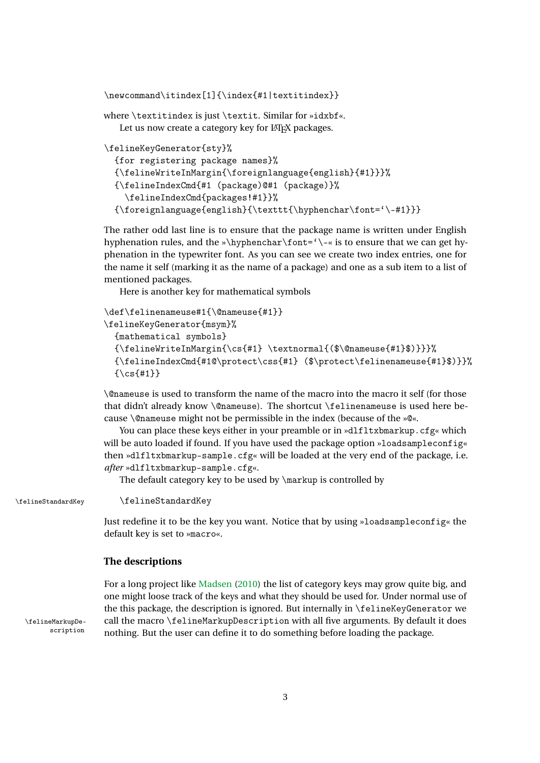```
\newcommand\itindex[1]{\index{#1|textitindex}}
```

where `\textitindex` is just `\textit`. Similar for »`idxbf`«.

Let us now create a category key for LaTeX packages.

```
\felineKeyGenerator{sty}%
  {for registering package names}%
  {\felineWriteInMargin{\foreignlanguage{english}{#1}}}%
  {\felineIndexCmd{#1 (package)@#1 (package)}%
    \felineIndexCmd{packages!#1}}%
  {\foreignlanguage{english}{\texttt{\hyphenchar\font=`\-#1}}}
```

The rather odd last line is to ensure that the package name is written under English hyphenation rules, and the »`\hyphenchar\font=`\-`« is to ensure that we can get hyphenation in the typewriter font. As you can see we create two index entries, one for the name it self (marking it as the name of a package) and one as a sub item to a list of mentioned packages.

Here is another key for mathematical symbols

```
\def\felinenameuse#1{\@nameuse{#1}}
\felineKeyGenerator{msym}%
  {mathematical symbols}
  {\felineWriteInMargin{\cs{#1} \textnormal{($\@nameuse{#1}$)}}}%
  {\felineIndexCmd{#1@\protect\css{#1} ($\protect\felinenameuse{#1}$)}}%
  {\cs{#1}}
```

`\@nameuse` is used to transform the name of the macro into the macro it self (for those that didn't already know `\@nameuse`). The shortcut `\felinenameuse` is used here because `\@nameuse` might not be permissible in the index (because of the »`@`«.

You can place these keys either in your preamble or in »`dlfltxbmarkup.cfg`« which will be auto loaded if found. If you have used the package option »`loadsampleconfig`« then »`dlfltxbmarkup-sample.cfg`« will be loaded at the very end of the package, i.e. *after* »`dlfltxbmarkup-sample.cfg`«.

The default category key to be used by `\markup` is controlled by

`\felineStandardKey`

```
\felineStandardKey
```

Just redefine it to be the key you want. Notice that by using »`loadsampleconfig`« the default key is set to »`macro`«.

### The descriptions

For a long project like Madsen (2010) the list of category keys may grow quite big, and one might loose track of the keys and what they should be used for. Under normal use of the this package, the description is ignored. But internally in `\felineKeyGenerator` we call the macro `\felineMarkupDescription` with all five arguments. By default it does nothing. But the user can define it to do something before loading the package.

`\felineMarkupDescription`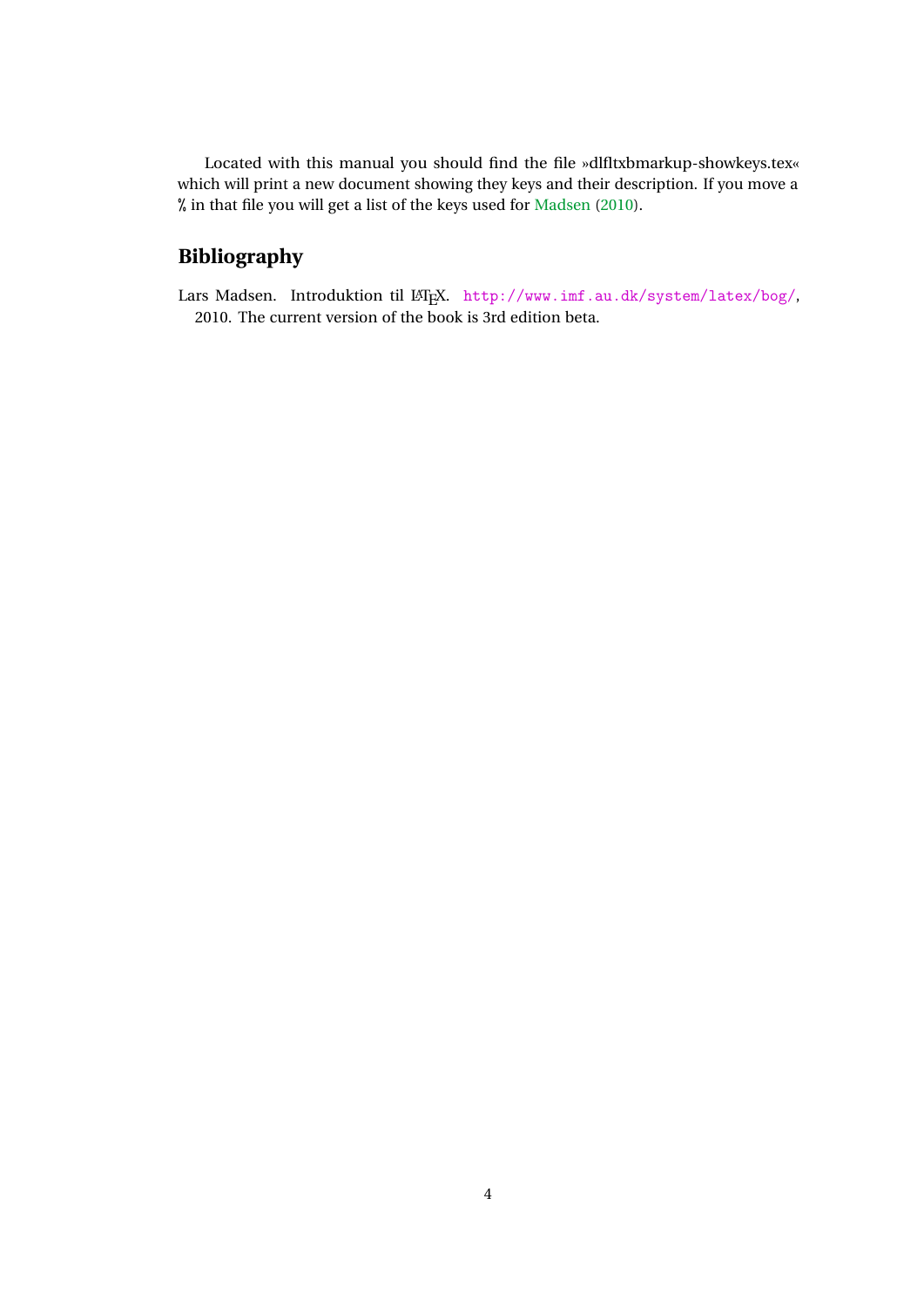Located with this manual you should find the file »dlfltxbmarkup-showkeys.tex« which will print a new document showing they keys and their description. If you move a % in that file you will get a list of the keys used for Madsen (2010).

## Bibliography

Lars Madsen. Introduktion til LaTeX. http://www.imf.au.dk/system/latex/bog/, 2010. The current version of the book is 3rd edition beta.